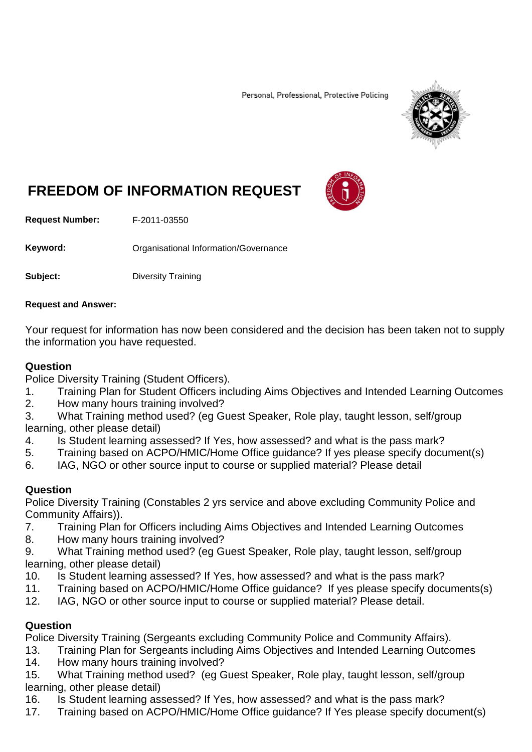Personal, Professional, Protective Policing

# FREEDOM OF INFORMATION REQUEST

**Request Number:** F-2011-03550

**Keyword:** Organisational Information/Governance

**Subject:** Diversity Training

**Request and Answer:**

Your request for information has now been considered and the decision has been taken not to supply the information you have requested.

**Question**

Police Diversity Training (Student Officers).

1. Training Plan for Student Officers including Aims Objectives and Intended Learning Outcomes
2. How many hours training involved?
3. What Training method used? (eg Guest Speaker, Role play, taught lesson, self/group learning, other please detail)
4. Is Student learning assessed? If Yes, how assessed? and what is the pass mark?
5. Training based on ACPO/HMIC/Home Office guidance? If yes please specify document(s)
6. IAG, NGO or other source input to course or supplied material? Please detail

**Question**

Police Diversity Training (Constables 2 yrs service and above excluding Community Police and Community Affairs)).

7. Training Plan for Officers including Aims Objectives and Intended Learning Outcomes
8. How many hours training involved?
9. What Training method used? (eg Guest Speaker, Role play, taught lesson, self/group learning, other please detail)
10. Is Student learning assessed? If Yes, how assessed? and what is the pass mark?
11. Training based on ACPO/HMIC/Home Office guidance? If yes please specify documents(s)
12. IAG, NGO or other source input to course or supplied material? Please detail.

**Question**

Police Diversity Training (Sergeants excluding Community Police and Community Affairs).

13. Training Plan for Sergeants including Aims Objectives and Intended Learning Outcomes
14. How many hours training involved?
15. What Training method used? (eg Guest Speaker, Role play, taught lesson, self/group learning, other please detail)
16. Is Student learning assessed? If Yes, how assessed? and what is the pass mark?
17. Training based on ACPO/HMIC/Home Office guidance? If Yes please specify document(s)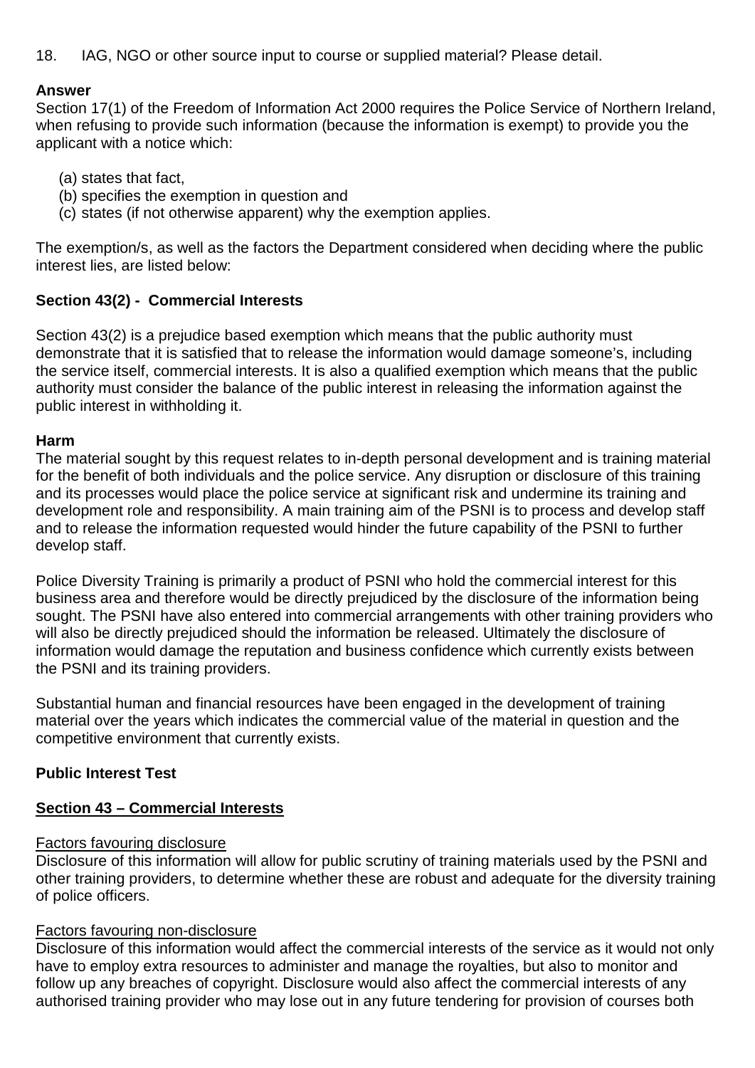18. IAG, NGO or other source input to course or supplied material? Please detail.

**Answer**

Section 17(1) of the Freedom of Information Act 2000 requires the Police Service of Northern Ireland, when refusing to provide such information (because the information is exempt) to provide you the applicant with a notice which:

(a) states that fact,
(b) specifies the exemption in question and
(c) states (if not otherwise apparent) why the exemption applies.

The exemption/s, as well as the factors the Department considered when deciding where the public interest lies, are listed below:

**Section 43(2) - Commercial Interests**

Section 43(2) is a prejudice based exemption which means that the public authority must demonstrate that it is satisfied that to release the information would damage someone's, including the service itself, commercial interests. It is also a qualified exemption which means that the public authority must consider the balance of the public interest in releasing the information against the public interest in withholding it.

**Harm**

The material sought by this request relates to in-depth personal development and is training material for the benefit of both individuals and the police service. Any disruption or disclosure of this training and its processes would place the police service at significant risk and undermine its training and development role and responsibility. A main training aim of the PSNI is to process and develop staff and to release the information requested would hinder the future capability of the PSNI to further develop staff.

Police Diversity Training is primarily a product of PSNI who hold the commercial interest for this business area and therefore would be directly prejudiced by the disclosure of the information being sought. The PSNI have also entered into commercial arrangements with other training providers who will also be directly prejudiced should the information be released. Ultimately the disclosure of information would damage the reputation and business confidence which currently exists between the PSNI and its training providers.

Substantial human and financial resources have been engaged in the development of training material over the years which indicates the commercial value of the material in question and the competitive environment that currently exists.

**Public Interest Test**

**<u>Section 43 – Commercial Interests</u>**

<u>Factors favouring disclosure</u>

Disclosure of this information will allow for public scrutiny of training materials used by the PSNI and other training providers, to determine whether these are robust and adequate for the diversity training of police officers.

<u>Factors favouring non-disclosure</u>

Disclosure of this information would affect the commercial interests of the service as it would not only have to employ extra resources to administer and manage the royalties, but also to monitor and follow up any breaches of copyright. Disclosure would also affect the commercial interests of any authorised training provider who may lose out in any future tendering for provision of courses both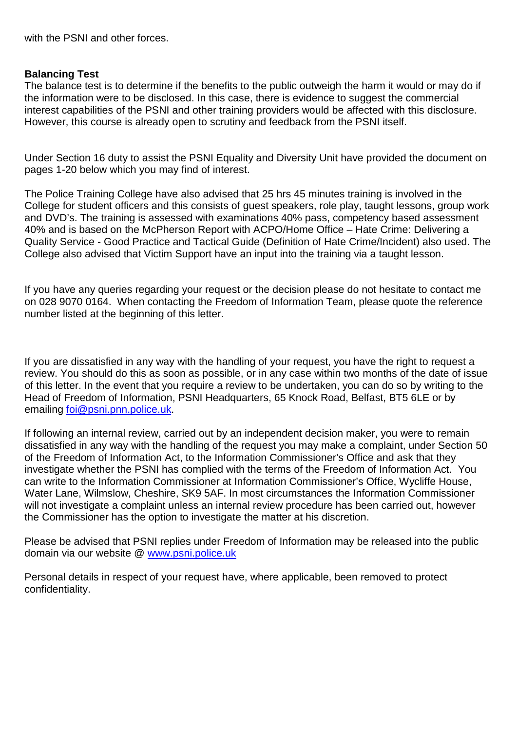with the PSNI and other forces.

**Balancing Test**

The balance test is to determine if the benefits to the public outweigh the harm it would or may do if the information were to be disclosed. In this case, there is evidence to suggest the commercial interest capabilities of the PSNI and other training providers would be affected with this disclosure. However, this course is already open to scrutiny and feedback from the PSNI itself.

Under Section 16 duty to assist the PSNI Equality and Diversity Unit have provided the document on pages 1-20 below which you may find of interest.

The Police Training College have also advised that 25 hrs 45 minutes training is involved in the College for student officers and this consists of guest speakers, role play, taught lessons, group work and DVD's. The training is assessed with examinations 40% pass, competency based assessment 40% and is based on the McPherson Report with ACPO/Home Office – Hate Crime: Delivering a Quality Service - Good Practice and Tactical Guide (Definition of Hate Crime/Incident) also used. The College also advised that Victim Support have an input into the training via a taught lesson.

If you have any queries regarding your request or the decision please do not hesitate to contact me on 028 9070 0164. When contacting the Freedom of Information Team, please quote the reference number listed at the beginning of this letter.

If you are dissatisfied in any way with the handling of your request, you have the right to request a review. You should do this as soon as possible, or in any case within two months of the date of issue of this letter. In the event that you require a review to be undertaken, you can do so by writing to the Head of Freedom of Information, PSNI Headquarters, 65 Knock Road, Belfast, BT5 6LE or by emailing [foi@psni.pnn.police.uk](mailto:foi@psni.pnn.police.uk).

If following an internal review, carried out by an independent decision maker, you were to remain dissatisfied in any way with the handling of the request you may make a complaint, under Section 50 of the Freedom of Information Act, to the Information Commissioner's Office and ask that they investigate whether the PSNI has complied with the terms of the Freedom of Information Act. You can write to the Information Commissioner at Information Commissioner's Office, Wycliffe House, Water Lane, Wilmslow, Cheshire, SK9 5AF. In most circumstances the Information Commissioner will not investigate a complaint unless an internal review procedure has been carried out, however the Commissioner has the option to investigate the matter at his discretion.

Please be advised that PSNI replies under Freedom of Information may be released into the public domain via our website @ [www.psni.police.uk](http://www.psni.police.uk)

Personal details in respect of your request have, where applicable, been removed to protect confidentiality.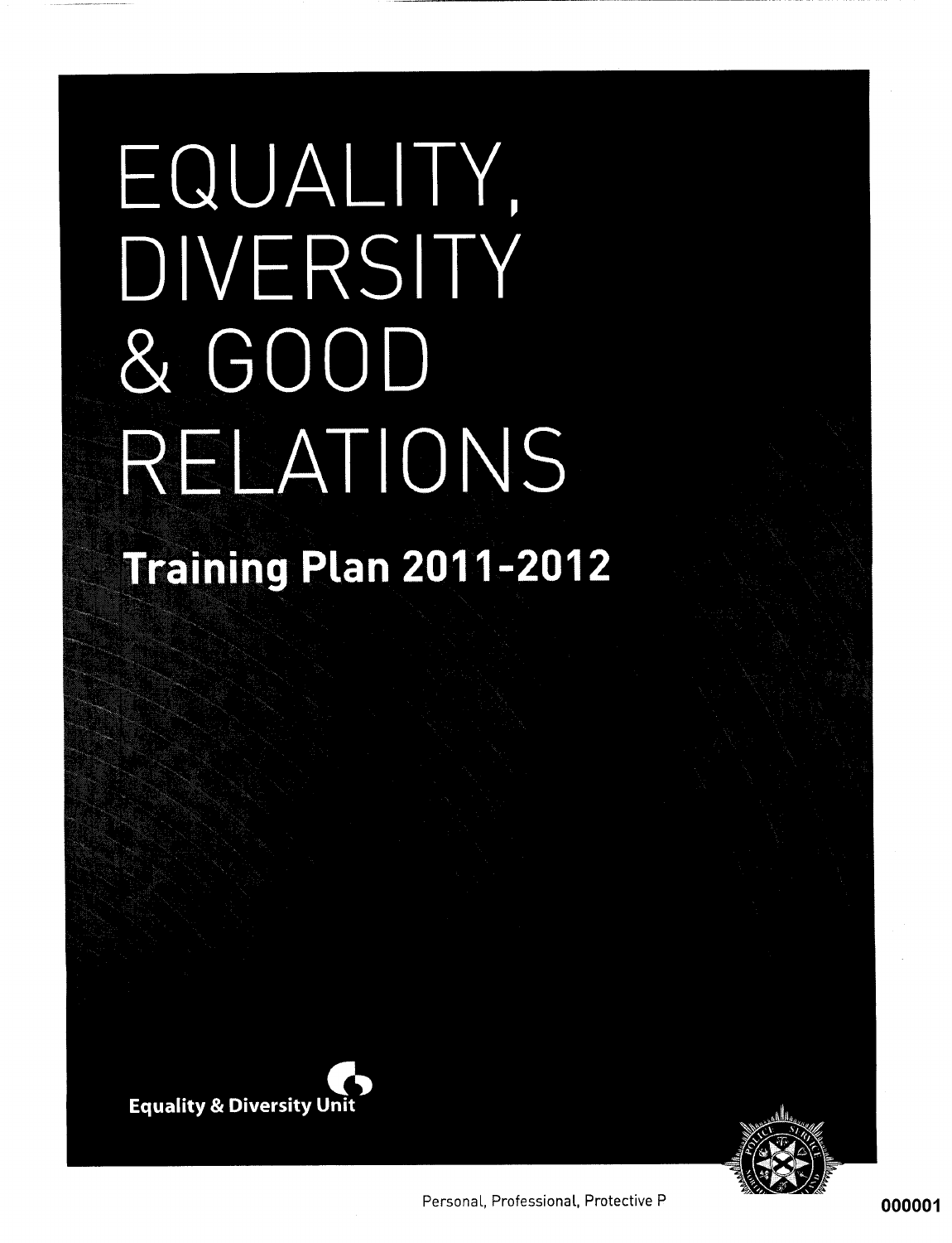# EQUALITY, DIVERSITY & GOOD RELATIONS

## Training Plan 2011-2012

Equality & Diversity Unit

Personal, Professional, Protective P

000001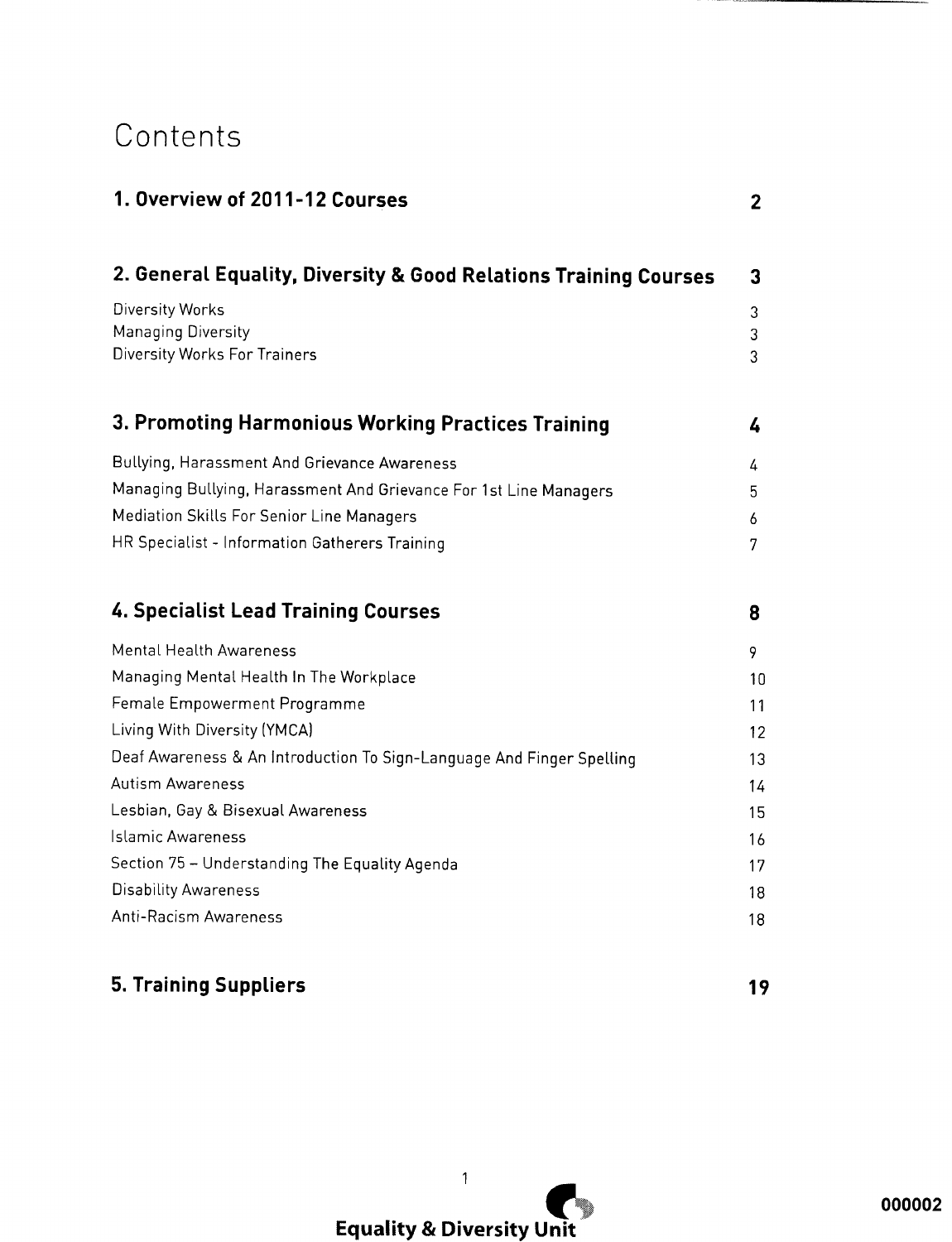# Contents

| | |
|---|---|
| **1. Overview of 2011-12 Courses** | **2** |
| | |
| **2. General Equality, Diversity & Good Relations Training Courses** | **3** |
| Diversity Works | 3 |
| Managing Diversity | 3 |
| Diversity Works For Trainers | 3 |
| | |
| **3. Promoting Harmonious Working Practices Training** | **4** |
| Bullying, Harassment And Grievance Awareness | 4 |
| Managing Bullying, Harassment And Grievance For 1st Line Managers | 5 |
| Mediation Skills For Senior Line Managers | 6 |
| HR Specialist - Information Gatherers Training | 7 |
| | |
| **4. Specialist Lead Training Courses** | **8** |
| Mental Health Awareness | 9 |
| Managing Mental Health In The Workplace | 10 |
| Female Empowerment Programme | 11 |
| Living With Diversity (YMCA) | 12 |
| Deaf Awareness & An Introduction To Sign-Language And Finger Spelling | 13 |
| Autism Awareness | 14 |
| Lesbian, Gay & Bisexual Awareness | 15 |
| Islamic Awareness | 16 |
| Section 75 – Understanding The Equality Agenda | 17 |
| Disability Awareness | 18 |
| Anti-Racism Awareness | 18 |
| | |
| **5. Training Suppliers** | **19** |

Equality & Diversity Unit

000002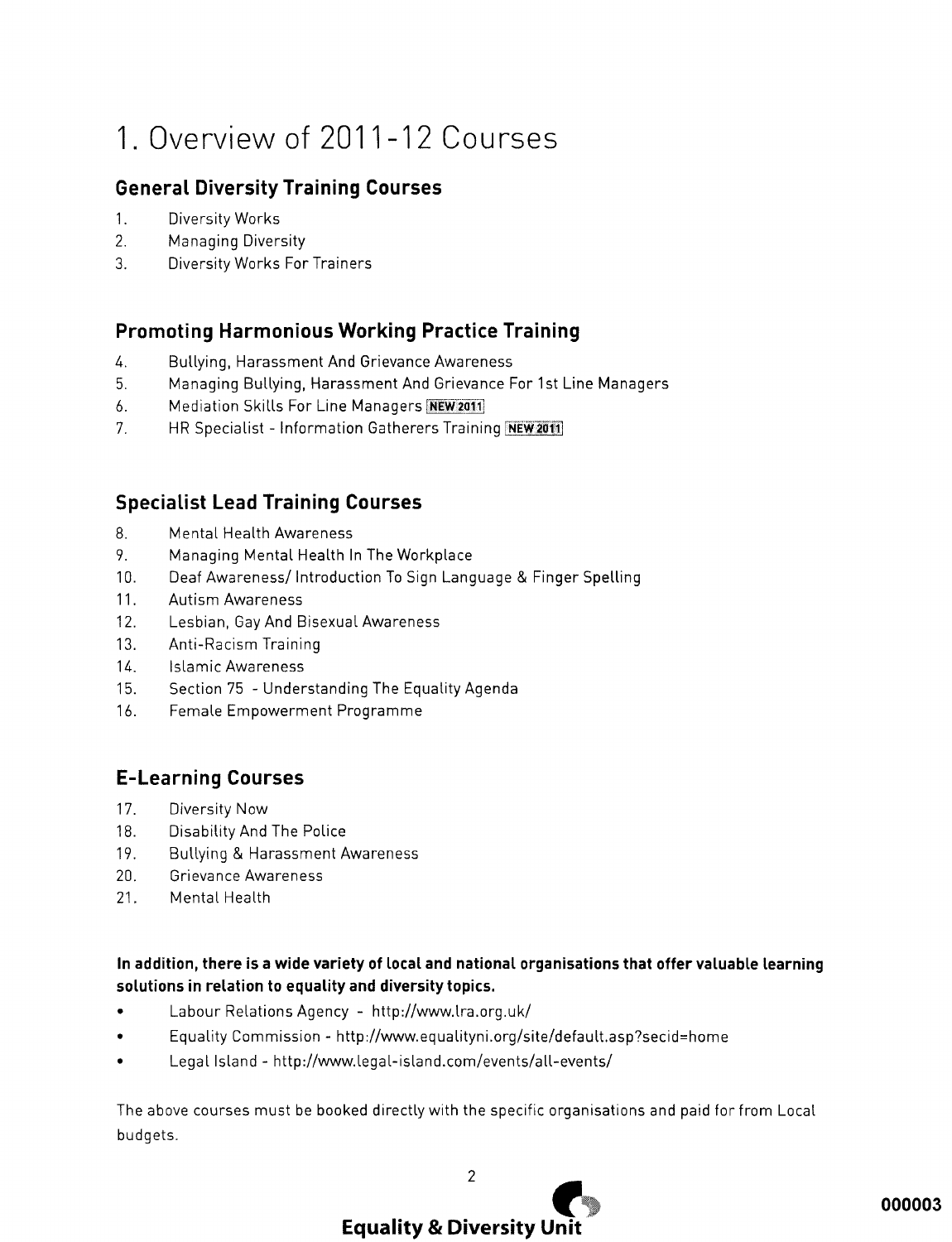# 1. Overview of 2011-12 Courses

## General Diversity Training Courses

1. Diversity Works
2. Managing Diversity
3. Diversity Works For Trainers

## Promoting Harmonious Working Practice Training

4. Bullying, Harassment And Grievance Awareness
5. Managing Bullying, Harassment And Grievance For 1st Line Managers
6. Mediation Skills For Line Managers NEW 2011
7. HR Specialist - Information Gatherers Training NEW 2011

## Specialist Lead Training Courses

8. Mental Health Awareness
9. Managing Mental Health In The Workplace
10. Deaf Awareness/ Introduction To Sign Language & Finger Spelling
11. Autism Awareness
12. Lesbian, Gay And Bisexual Awareness
13. Anti-Racism Training
14. Islamic Awareness
15. Section 75 - Understanding The Equality Agenda
16. Female Empowerment Programme

## E-Learning Courses

17. Diversity Now
18. Disability And The Police
19. Bullying & Harassment Awareness
20. Grievance Awareness
21. Mental Health

**In addition, there is a wide variety of local and national organisations that offer valuable learning solutions in relation to equality and diversity topics.**

- Labour Relations Agency - http://www.lra.org.uk/
- Equality Commission - http://www.equalityni.org/site/default.asp?secid=home
- Legal Island - http://www.legal-island.com/events/all-events/

The above courses must be booked directly with the specific organisations and paid for from Local budgets.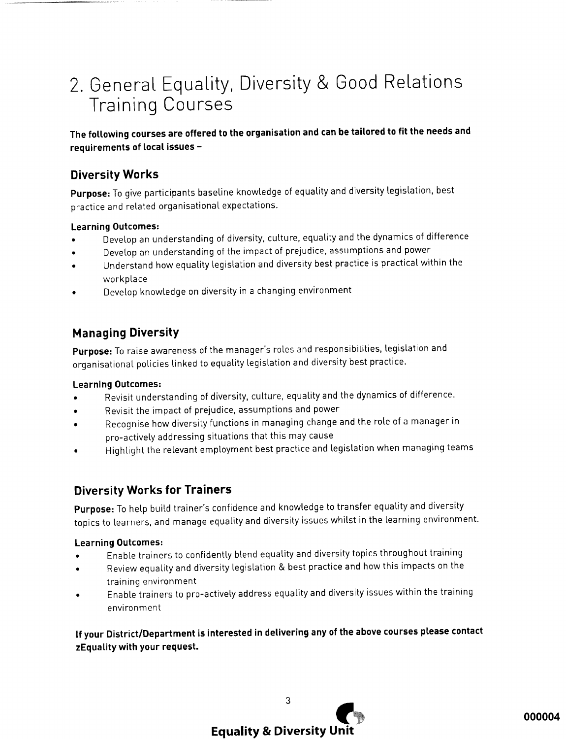# 2. General Equality, Diversity & Good Relations Training Courses

**The following courses are offered to the organisation and can be tailored to fit the needs and requirements of local issues –**

## Diversity Works

**Purpose:** To give participants baseline knowledge of equality and diversity legislation, best practice and related organisational expectations.

**Learning Outcomes:**

- Develop an understanding of diversity, culture, equality and the dynamics of difference
- Develop an understanding of the impact of prejudice, assumptions and power
- Understand how equality legislation and diversity best practice is practical within the workplace
- Develop knowledge on diversity in a changing environment

## Managing Diversity

**Purpose:** To raise awareness of the manager's roles and responsibilities, legislation and organisational policies linked to equality legislation and diversity best practice.

**Learning Outcomes:**

- Revisit understanding of diversity, culture, equality and the dynamics of difference.
- Revisit the impact of prejudice, assumptions and power
- Recognise how diversity functions in managing change and the role of a manager in pro-actively addressing situations that this may cause
- Highlight the relevant employment best practice and legislation when managing teams

## Diversity Works for Trainers

**Purpose:** To help build trainer's confidence and knowledge to transfer equality and diversity topics to learners, and manage equality and diversity issues whilst in the learning environment.

**Learning Outcomes:**

- Enable trainers to confidently blend equality and diversity topics throughout training
- Review equality and diversity legislation & best practice and how this impacts on the training environment
- Enable trainers to pro-actively address equality and diversity issues within the training environment

**If your District/Department is interested in delivering any of the above courses please contact zEquality with your request.**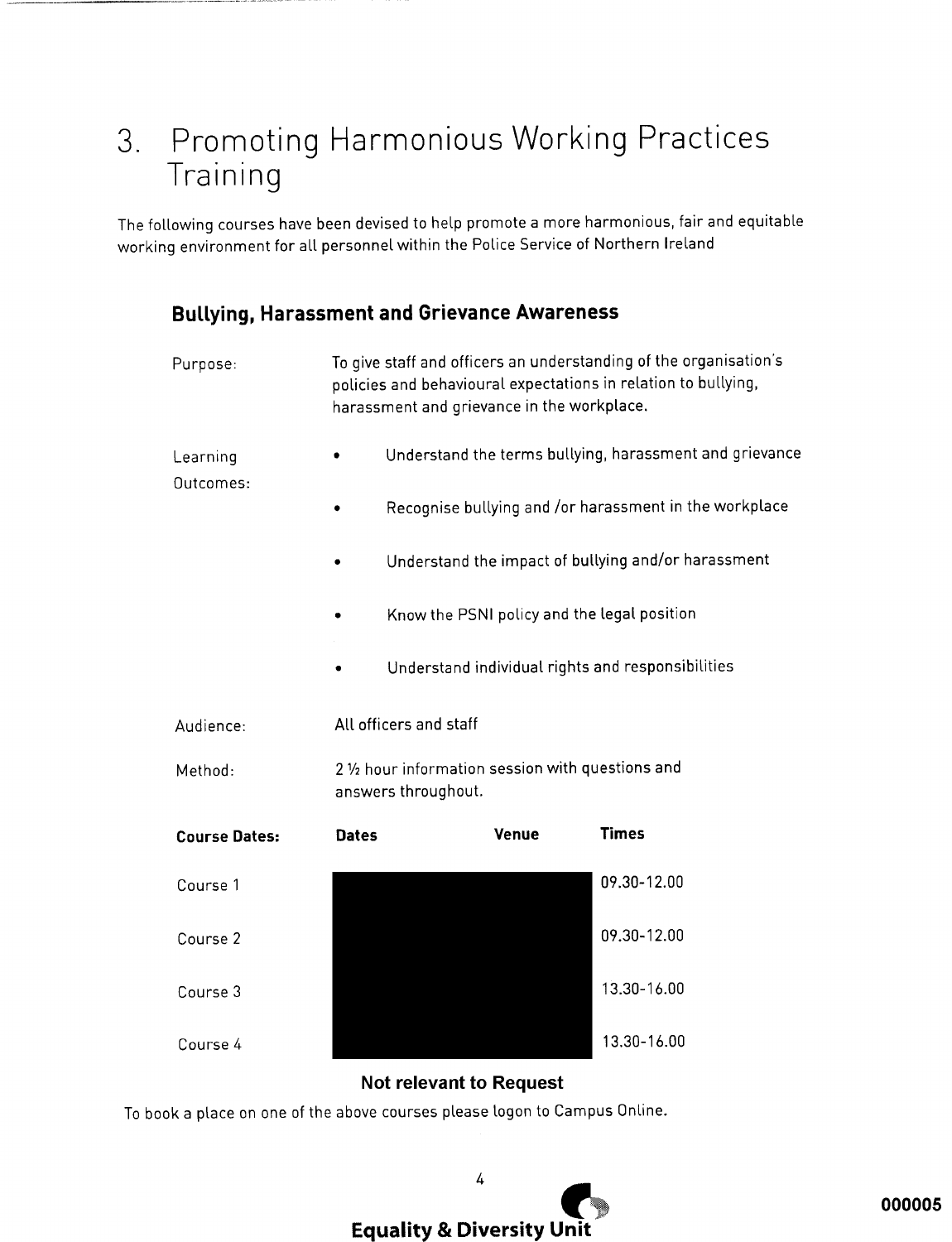# 3. Promoting Harmonious Working Practices Training

The following courses have been devised to help promote a more harmonious, fair and equitable working environment for all personnel within the Police Service of Northern Ireland

## Bullying, Harassment and Grievance Awareness

Purpose: To give staff and officers an understanding of the organisation's policies and behavioural expectations in relation to bullying, harassment and grievance in the workplace.

Learning Outcomes:

- Understand the terms bullying, harassment and grievance
- Recognise bullying and /or harassment in the workplace
- Understand the impact of bullying and/or harassment
- Know the PSNI policy and the legal position
- Understand individual rights and responsibilities

Audience: All officers and staff

Method: 2 ½ hour information session with questions and answers throughout.

| **Course Dates:** | **Dates** | **Venue** | **Times** |
|---|---|---|---|
| Course 1 | | | 09.30-12.00 |
| Course 2 | | | 09.30-12.00 |
| Course 3 | | | 13.30-16.00 |
| Course 4 | | | 13.30-16.00 |

**Not relevant to Request**

To book a place on one of the above courses please logon to Campus Online.

**Equality & Diversity Unit**

000005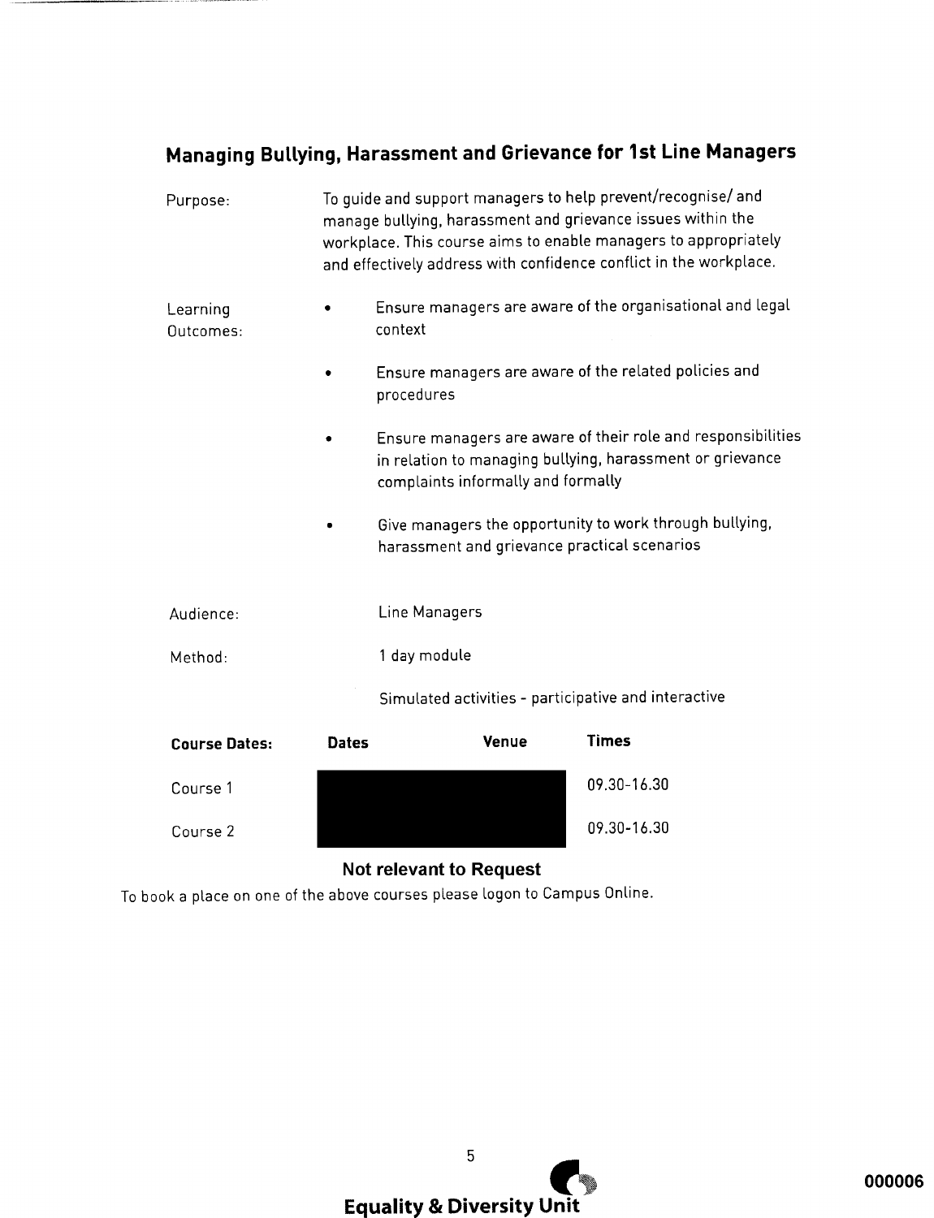## Managing Bullying, Harassment and Grievance for 1st Line Managers

Purpose: To guide and support managers to help prevent/recognise/ and manage bullying, harassment and grievance issues within the workplace. This course aims to enable managers to appropriately and effectively address with confidence conflict in the workplace.

Learning Outcomes:

- Ensure managers are aware of the organisational and legal context
- Ensure managers are aware of the related policies and procedures
- Ensure managers are aware of their role and responsibilities in relation to managing bullying, harassment or grievance complaints informally and formally
- Give managers the opportunity to work through bullying, harassment and grievance practical scenarios

Audience: Line Managers

Method: 1 day module

Simulated activities - participative and interactive

| Course Dates: | Dates | Venue | Times |
|---|---|---|---|
| Course 1 | | | 09.30-16.30 |
| Course 2 | | | 09.30-16.30 |

**Not relevant to Request**

To book a place on one of the above courses please logon to Campus Online.

**Equality & Diversity Unit**

000006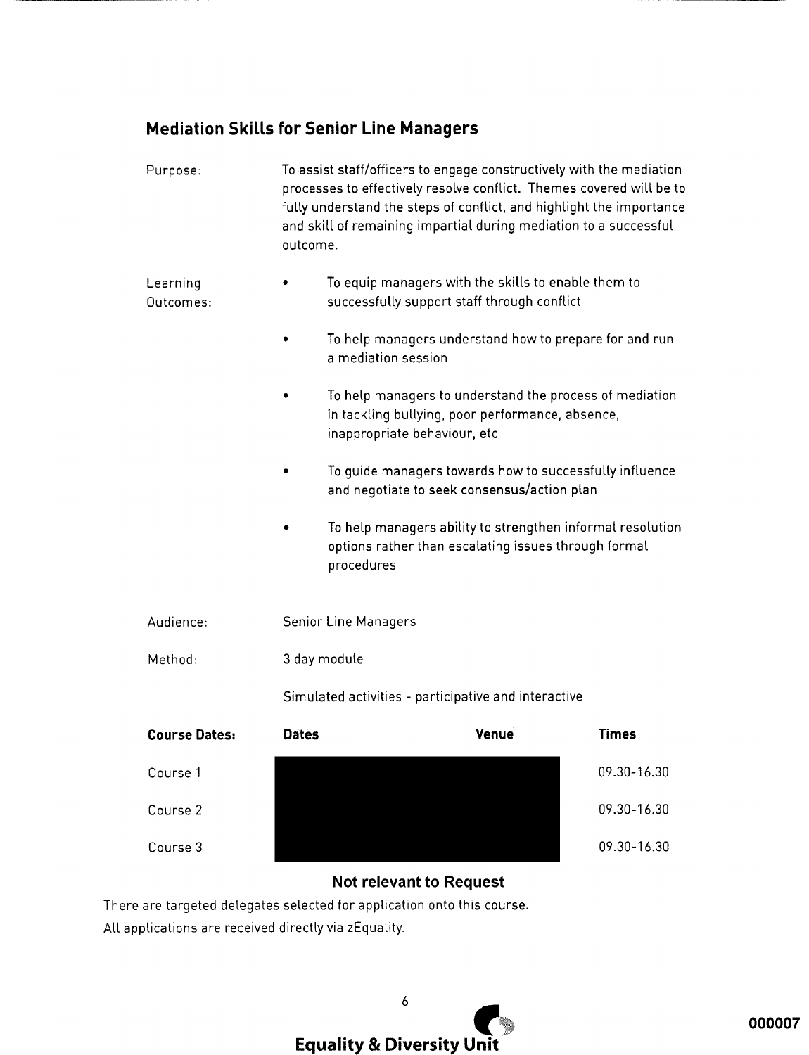## Mediation Skills for Senior Line Managers

Purpose: To assist staff/officers to engage constructively with the mediation processes to effectively resolve conflict. Themes covered will be to fully understand the steps of conflict, and highlight the importance and skill of remaining impartial during mediation to a successful outcome.

Learning Outcomes:

- To equip managers with the skills to enable them to successfully support staff through conflict
- To help managers understand how to prepare for and run a mediation session
- To help managers to understand the process of mediation in tackling bullying, poor performance, absence, inappropriate behaviour, etc
- To guide managers towards how to successfully influence and negotiate to seek consensus/action plan
- To help managers ability to strengthen informal resolution options rather than escalating issues through formal procedures

Audience: Senior Line Managers

Method: 3 day module

Simulated activities - participative and interactive

| Course Dates: | Dates | Venue | Times |
|---|---|---|---|
| Course 1 | | | 09.30-16.30 |
| Course 2 | | | 09.30-16.30 |
| Course 3 | | | 09.30-16.30 |

**Not relevant to Request**

There are targeted delegates selected for application onto this course.

All applications are received directly via zEquality.

**Equality & Diversity Unit**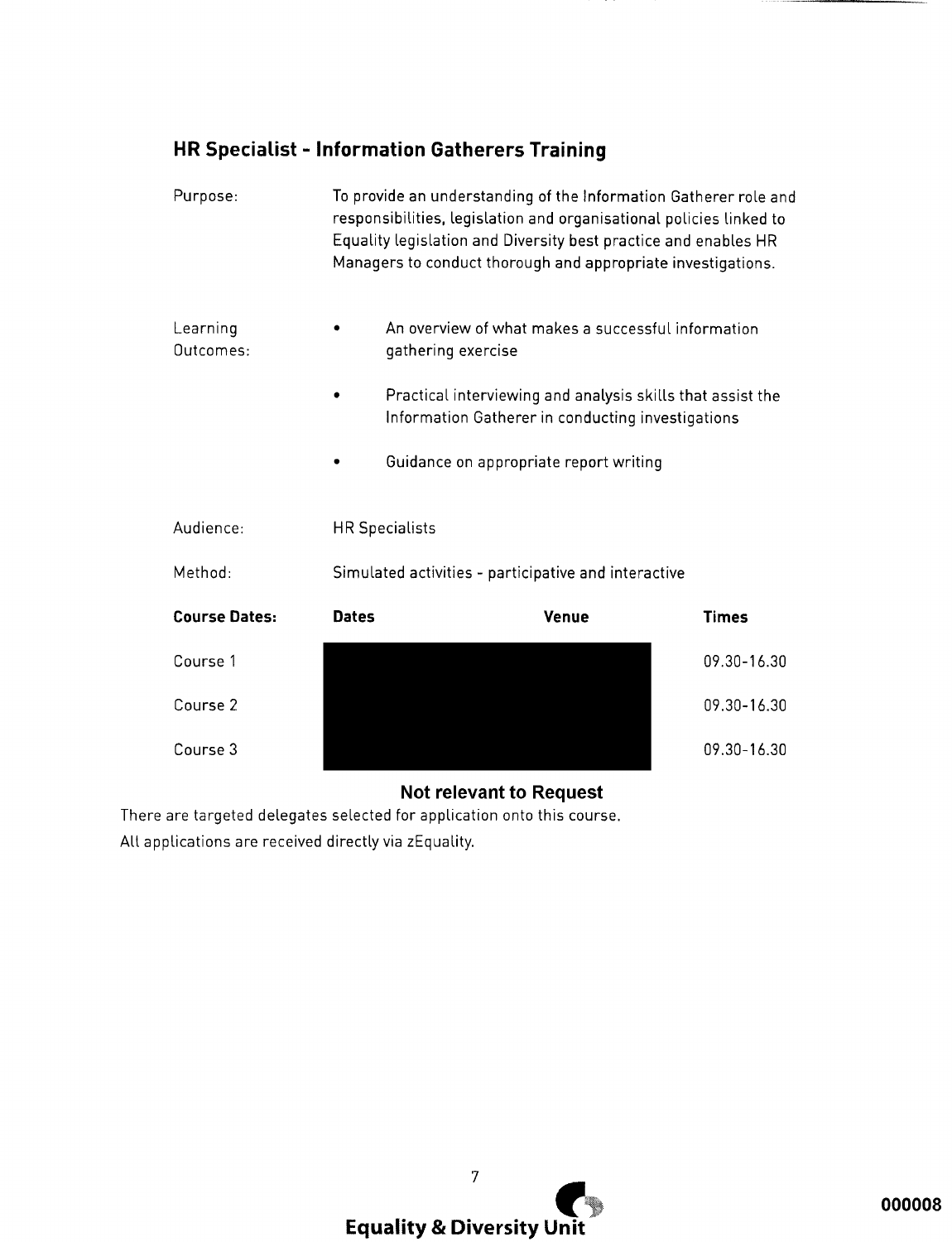## HR Specialist - Information Gatherers Training

Purpose: To provide an understanding of the Information Gatherer role and responsibilities, legislation and organisational policies linked to Equality legislation and Diversity best practice and enables HR Managers to conduct thorough and appropriate investigations.

Learning Outcomes:

- An overview of what makes a successful information gathering exercise
- Practical interviewing and analysis skills that assist the Information Gatherer in conducting investigations
- Guidance on appropriate report writing

Audience: HR Specialists

Method: Simulated activities - participative and interactive

| **Course Dates:** | **Dates** | **Venue** | **Times** |
| --- | --- | --- | --- |
| Course 1 | | | 09.30-16.30 |
| Course 2 | | | 09.30-16.30 |
| Course 3 | | | 09.30-16.30 |

**Not relevant to Request**

There are targeted delegates selected for application onto this course.

All applications are received directly via zEquality.

**Equality & Diversity Unit**

000008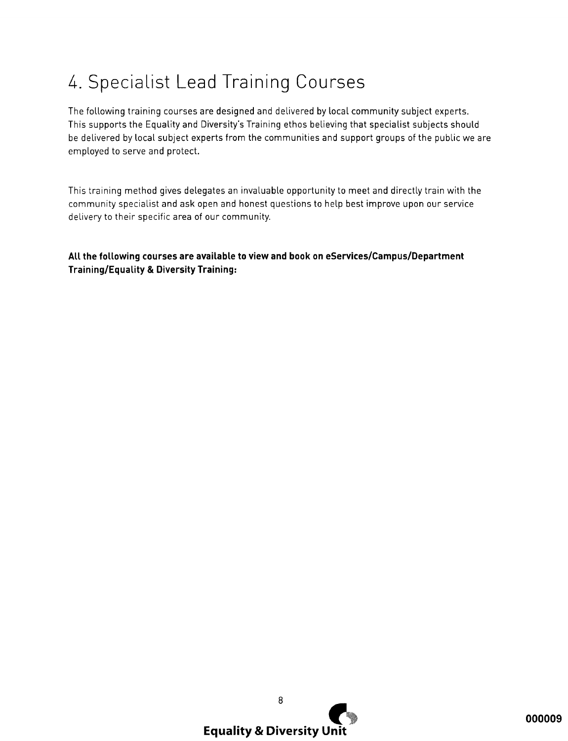# 4. Specialist Lead Training Courses

The following training courses are designed and delivered by local community subject experts. This supports the Equality and Diversity's Training ethos believing that specialist subjects should be delivered by local subject experts from the communities and support groups of the public we are employed to serve and protect.

This training method gives delegates an invaluable opportunity to meet and directly train with the community specialist and ask open and honest questions to help best improve upon our service delivery to their specific area of our community.

**All the following courses are available to view and book on eServices/Campus/Department Training/Equality & Diversity Training:**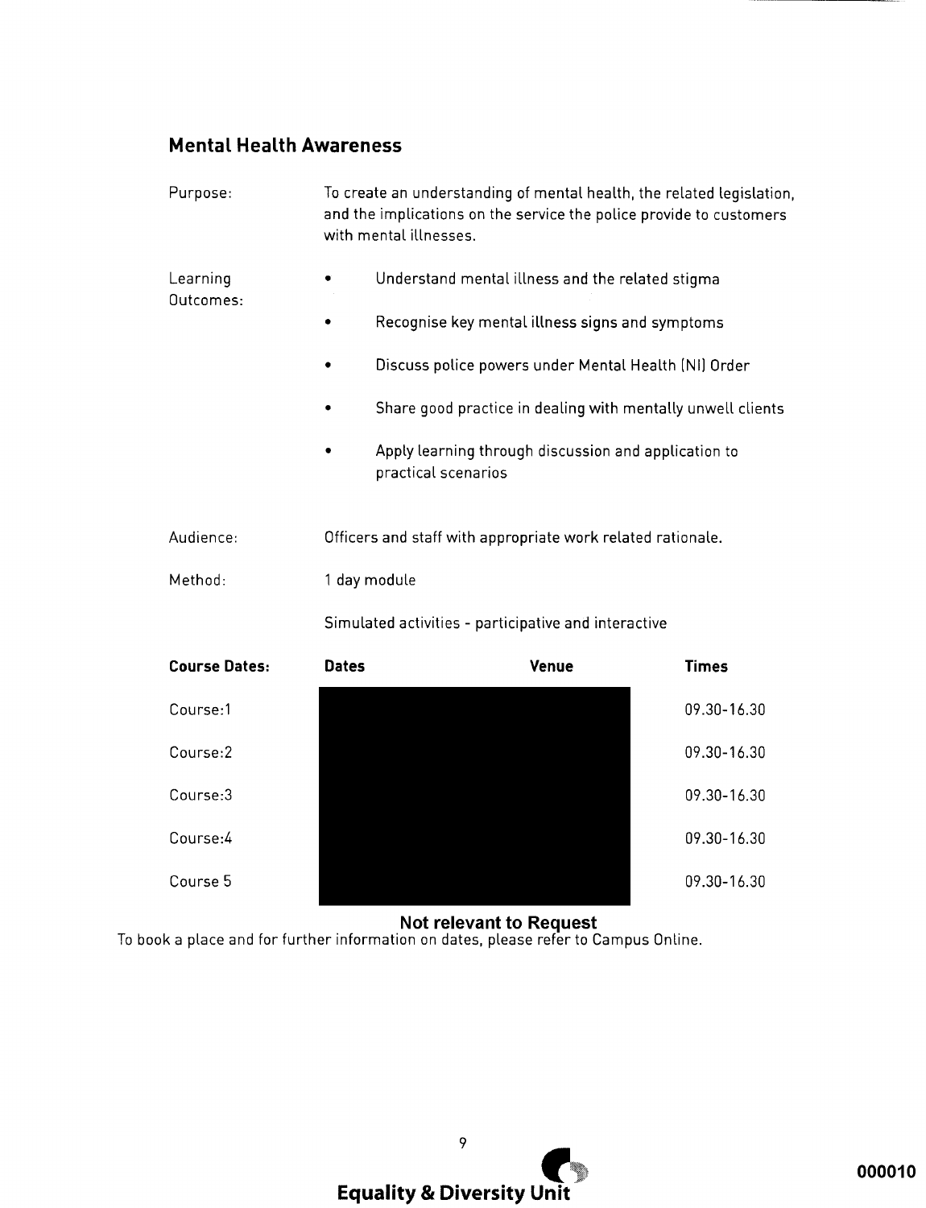## Mental Health Awareness

| | |
|---|---|
| Purpose: | To create an understanding of mental health, the related legislation, and the implications on the service the police provide to customers with mental illnesses. |
| Learning Outcomes: | • Understand mental illness and the related stigma<br>• Recognise key mental illness signs and symptoms<br>• Discuss police powers under Mental Health (NI) Order<br>• Share good practice in dealing with mentally unwell clients<br>• Apply learning through discussion and application to practical scenarios |
| Audience: | Officers and staff with appropriate work related rationale. |
| Method: | 1 day module<br><br>Simulated activities - participative and interactive |

| **Course Dates:** | **Dates** | **Venue** | **Times** |
|---|---|---|---|
| Course:1 | | | 09.30-16.30 |
| Course:2 | | | 09.30-16.30 |
| Course:3 | | | 09.30-16.30 |
| Course:4 | | | 09.30-16.30 |
| Course 5 | | | 09.30-16.30 |

**Not relevant to Request**

To book a place and for further information on dates, please refer to Campus Online.

**Equality & Diversity Unit**

000010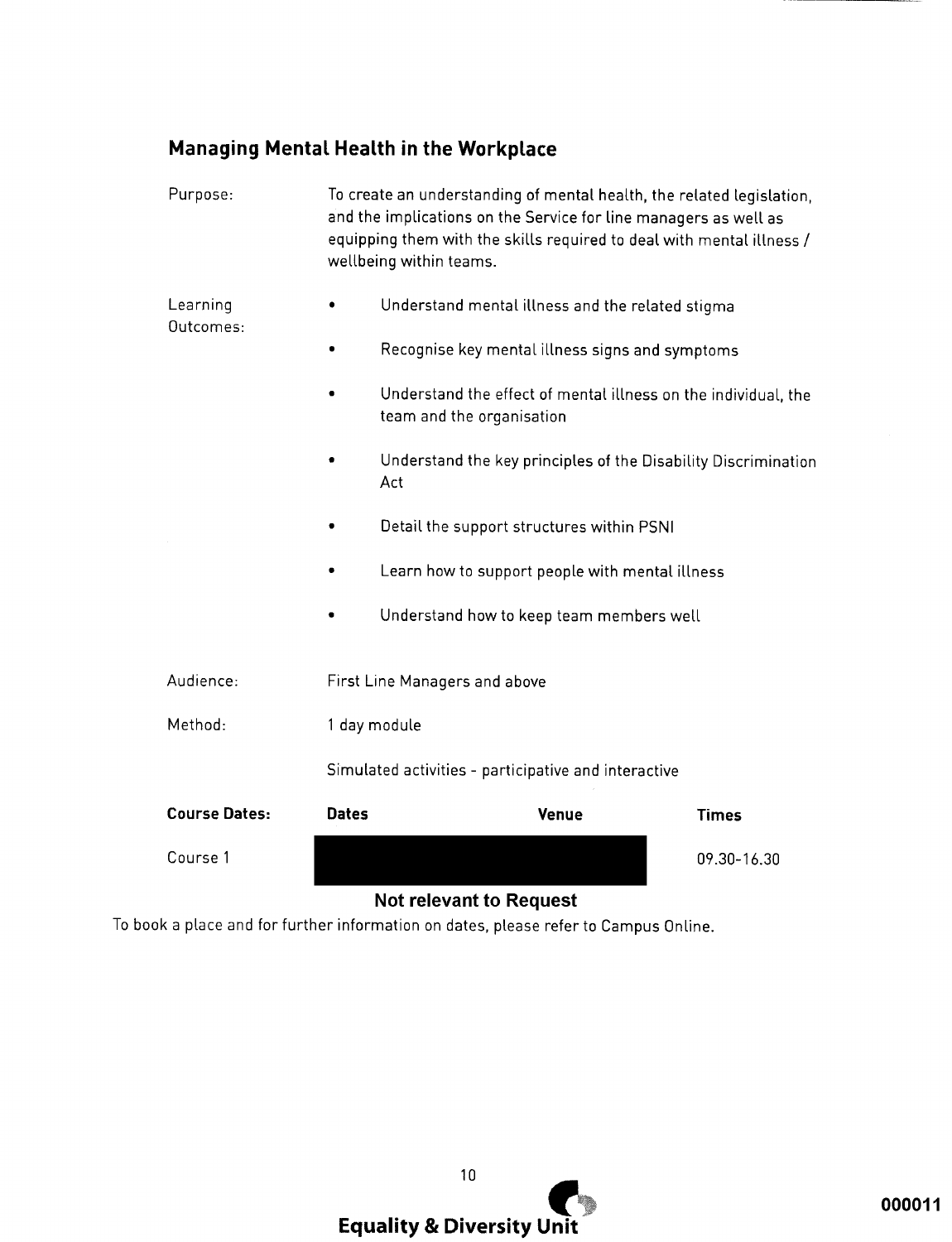## Managing Mental Health in the Workplace

Purpose: To create an understanding of mental health, the related legislation, and the implications on the Service for line managers as well as equipping them with the skills required to deal with mental illness / wellbeing within teams.

Learning Outcomes:

- Understand mental illness and the related stigma
- Recognise key mental illness signs and symptoms
- Understand the effect of mental illness on the individual, the team and the organisation
- Understand the key principles of the Disability Discrimination Act
- Detail the support structures within PSNI
- Learn how to support people with mental illness
- Understand how to keep team members well

Audience: First Line Managers and above

Method: 1 day module

Simulated activities - participative and interactive

| **Course Dates:** | **Dates** | **Venue** | **Times** |
|---|---|---|---|
| Course 1 | [Redacted] | [Redacted] | 09.30-16.30 |

**Not relevant to Request**

To book a place and for further information on dates, please refer to Campus Online.

000011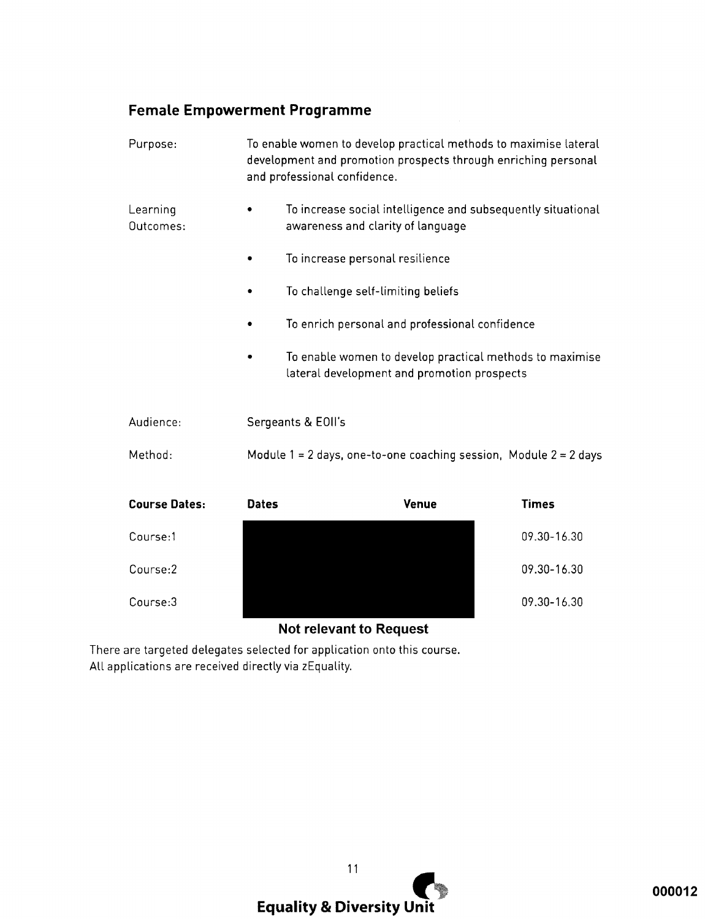## Female Empowerment Programme

Purpose: To enable women to develop practical methods to maximise lateral development and promotion prospects through enriching personal and professional confidence.

Learning Outcomes:

- To increase social intelligence and subsequently situational awareness and clarity of language
- To increase personal resilience
- To challenge self-limiting beliefs
- To enrich personal and professional confidence
- To enable women to develop practical methods to maximise lateral development and promotion prospects

Audience: Sergeants & EOII's

Method: Module 1 = 2 days, one-to-one coaching session, Module 2 = 2 days

| Course Dates: | Dates | Venue | Times |
|---|---|---|---|
| Course:1 | | | 09.30-16.30 |
| Course:2 | | | 09.30-16.30 |
| Course:3 | | | 09.30-16.30 |

**Not relevant to Request**

There are targeted delegates selected for application onto this course.
All applications are received directly via zEquality.

**Equality & Diversity Unit**

000012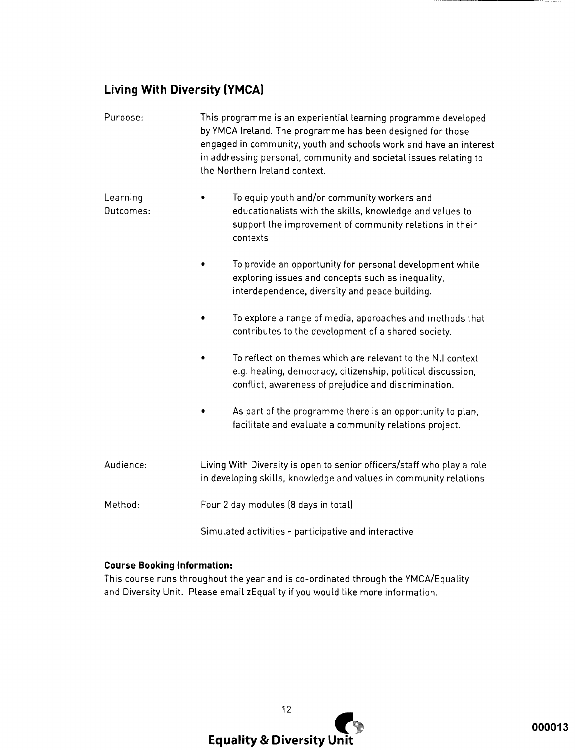## Living With Diversity (YMCA)

**Purpose:** This programme is an experiential learning programme developed by YMCA Ireland. The programme has been designed for those engaged in community, youth and schools work and have an interest in addressing personal, community and societal issues relating to the Northern Ireland context.

**Learning Outcomes:**

- To equip youth and/or community workers and educationalists with the skills, knowledge and values to support the improvement of community relations in their contexts
- To provide an opportunity for personal development while exploring issues and concepts such as inequality, interdependence, diversity and peace building.
- To explore a range of media, approaches and methods that contributes to the development of a shared society.
- To reflect on themes which are relevant to the N.I context e.g. healing, democracy, citizenship, political discussion, conflict, awareness of prejudice and discrimination.
- As part of the programme there is an opportunity to plan, facilitate and evaluate a community relations project.

**Audience:** Living With Diversity is open to senior officers/staff who play a role in developing skills, knowledge and values in community relations

**Method:** Four 2 day modules (8 days in total)

Simulated activities - participative and interactive

**Course Booking Information:**

This course runs throughout the year and is co-ordinated through the YMCA/Equality and Diversity Unit. Please email zEquality if you would like more information.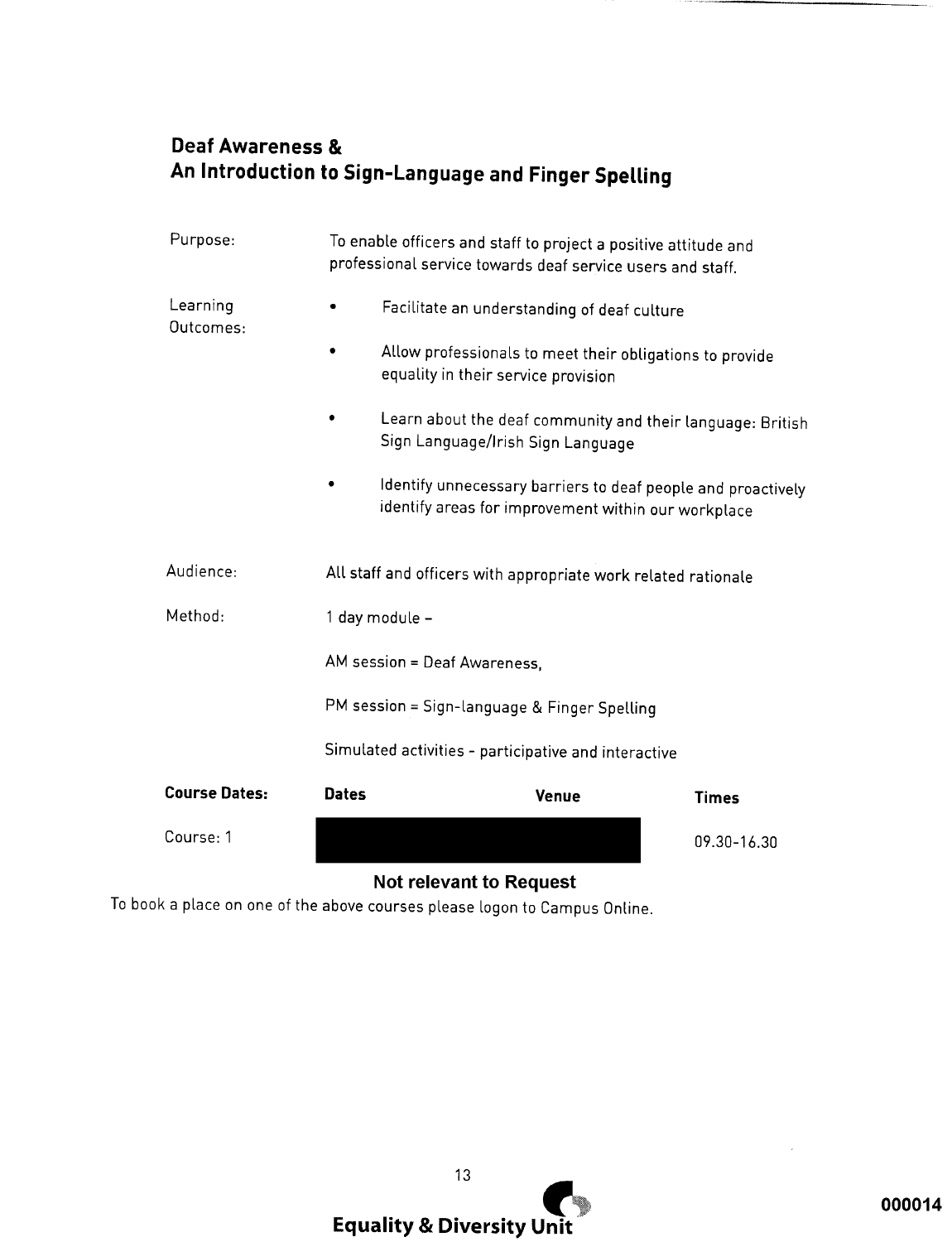## Deaf Awareness & An Introduction to Sign-Language and Finger Spelling

**Purpose:** To enable officers and staff to project a positive attitude and professional service towards deaf service users and staff.

**Learning Outcomes:**

- Facilitate an understanding of deaf culture
- Allow professionals to meet their obligations to provide equality in their service provision
- Learn about the deaf community and their language: British Sign Language/Irish Sign Language
- Identify unnecessary barriers to deaf people and proactively identify areas for improvement within our workplace

**Audience:** All staff and officers with appropriate work related rationale

**Method:** 1 day module –

AM session = Deaf Awareness,

PM session = Sign-language & Finger Spelling

Simulated activities - participative and interactive

| **Course Dates:** | **Dates** | **Venue** | **Times** |
|---|---|---|---|
| Course: 1 | [redacted] | [redacted] | 09.30-16.30 |

**Not relevant to Request**

To book a place on one of the above courses please logon to Campus Online.

**Equality & Diversity Unit**

000014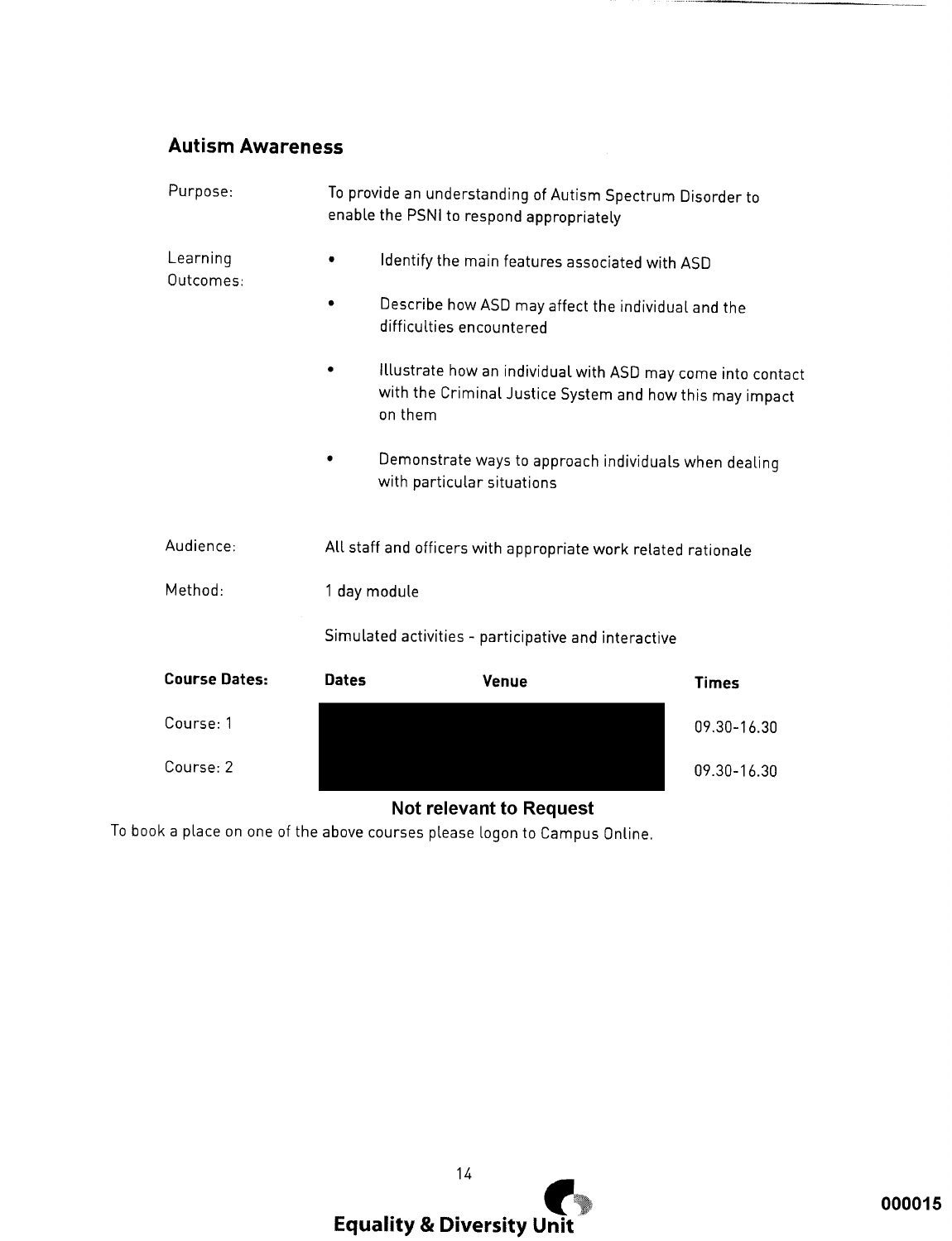## Autism Awareness

| | |
|---|---|
| Purpose: | To provide an understanding of Autism Spectrum Disorder to enable the PSNI to respond appropriately |
| Learning Outcomes: | • Identify the main features associated with ASD<br>• Describe how ASD may affect the individual and the difficulties encountered<br>• Illustrate how an individual with ASD may come into contact with the Criminal Justice System and how this may impact on them<br>• Demonstrate ways to approach individuals when dealing with particular situations |
| Audience: | All staff and officers with appropriate work related rationale |
| Method: | 1 day module<br><br>Simulated activities - participative and interactive |

| **Course Dates:** | **Dates** | **Venue** | **Times** |
|---|---|---|---|
| Course: 1 | [redacted] | [redacted] | 09.30-16.30 |
| Course: 2 | [redacted] | [redacted] | 09.30-16.30 |

**Not relevant to Request**

To book a place on one of the above courses please logon to Campus Online.

**Equality & Diversity Unit**

000015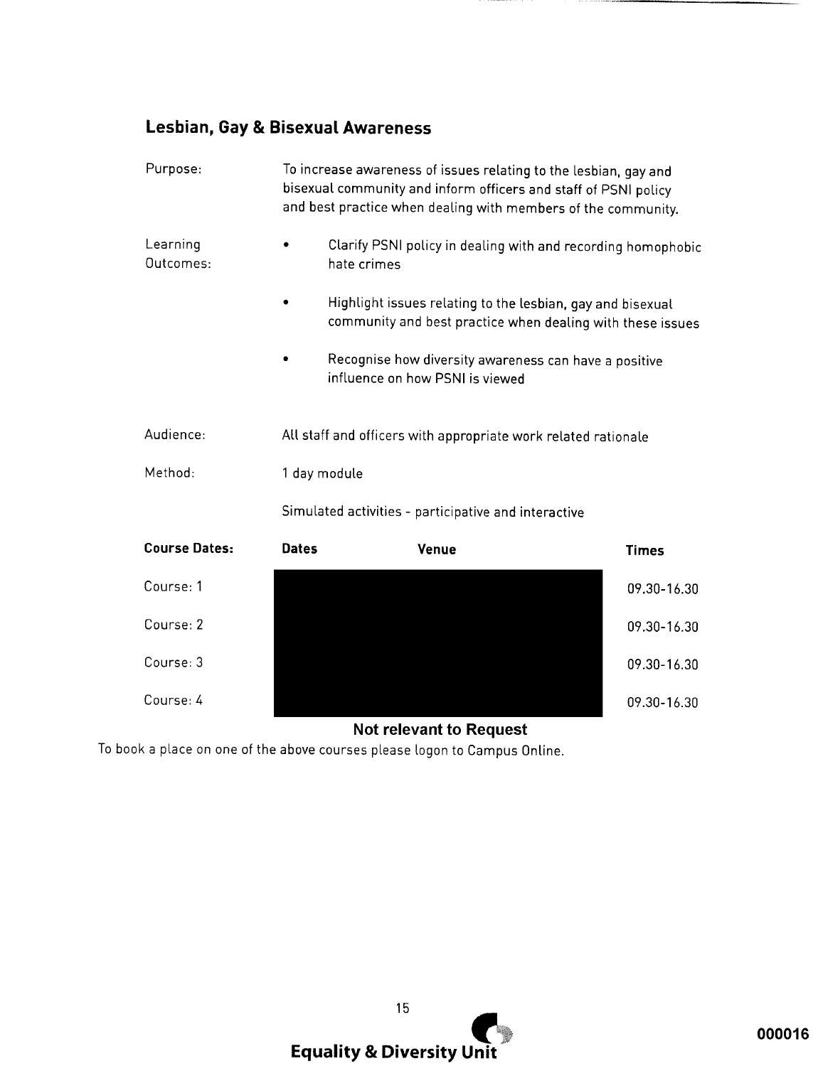## Lesbian, Gay & Bisexual Awareness

| | |
|---|---|
| Purpose: | To increase awareness of issues relating to the lesbian, gay and bisexual community and inform officers and staff of PSNI policy and best practice when dealing with members of the community. |
| Learning Outcomes: | • Clarify PSNI policy in dealing with and recording homophobic hate crimes<br>• Highlight issues relating to the lesbian, gay and bisexual community and best practice when dealing with these issues<br>• Recognise how diversity awareness can have a positive influence on how PSNI is viewed |
| Audience: | All staff and officers with appropriate work related rationale |
| Method: | 1 day module<br>Simulated activities - participative and interactive |

| Course Dates: | Dates | Venue | Times |
|---|---|---|---|
| Course: 1 | | | 09.30-16.30 |
| Course: 2 | | | 09.30-16.30 |
| Course: 3 | | | 09.30-16.30 |
| Course: 4 | | | 09.30-16.30 |

**Not relevant to Request**

To book a place on one of the above courses please logon to Campus Online.

**Equality & Diversity Unit**

000016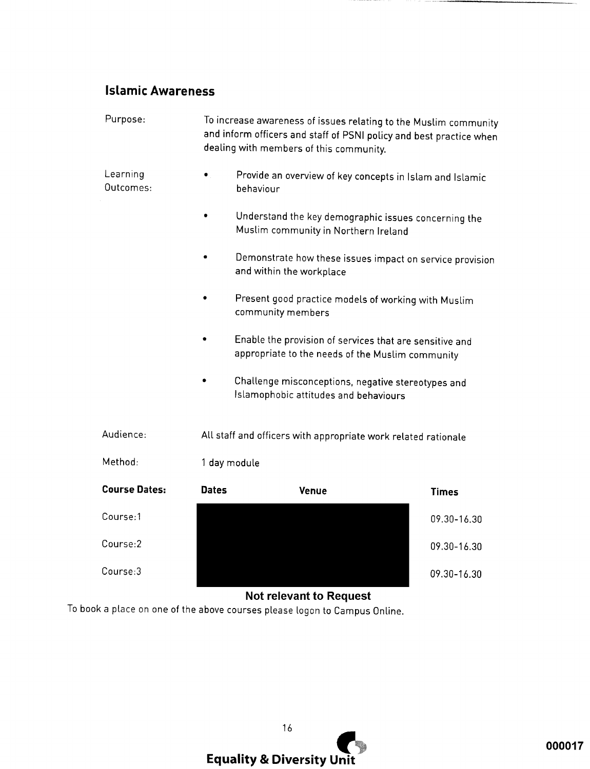## Islamic Awareness

Purpose: To increase awareness of issues relating to the Muslim community and inform officers and staff of PSNI policy and best practice when dealing with members of this community.

Learning Outcomes:

- Provide an overview of key concepts in Islam and Islamic behaviour
- Understand the key demographic issues concerning the Muslim community in Northern Ireland
- Demonstrate how these issues impact on service provision and within the workplace
- Present good practice models of working with Muslim community members
- Enable the provision of services that are sensitive and appropriate to the needs of the Muslim community
- Challenge misconceptions, negative stereotypes and Islamophobic attitudes and behaviours

Audience: All staff and officers with appropriate work related rationale

Method: 1 day module

| **Course Dates:** | **Dates** | **Venue** | **Times** |
|---|---|---|---|
| Course:1 | [redacted] | [redacted] | 09.30-16.30 |
| Course:2 | [redacted] | [redacted] | 09.30-16.30 |
| Course:3 | [redacted] | [redacted] | 09.30-16.30 |

**Not relevant to Request**

To book a place on one of the above courses please logon to Campus Online.

**Equality & Diversity Unit**

000017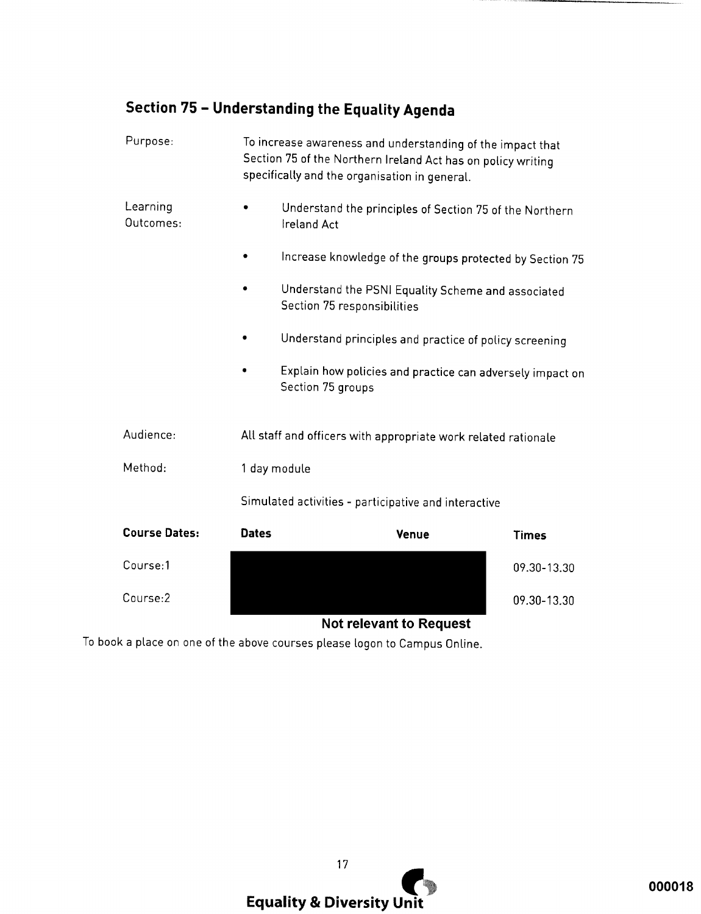## Section 75 – Understanding the Equality Agenda

**Purpose:** To increase awareness and understanding of the impact that Section 75 of the Northern Ireland Act has on policy writing specifically and the organisation in general.

**Learning Outcomes:**

- Understand the principles of Section 75 of the Northern Ireland Act
- Increase knowledge of the groups protected by Section 75
- Understand the PSNI Equality Scheme and associated Section 75 responsibilities
- Understand principles and practice of policy screening
- Explain how policies and practice can adversely impact on Section 75 groups

**Audience:** All staff and officers with appropriate work related rationale

**Method:** 1 day module

Simulated activities - participative and interactive

| Course Dates: | Dates | Venue | Times |
|---|---|---|---|
| Course:1 | | | 09.30-13.30 |
| Course:2 | | | 09.30-13.30 |

**Not relevant to Request**

To book a place on one of the above courses please logon to Campus Online.

**Equality & Diversity Unit**

000018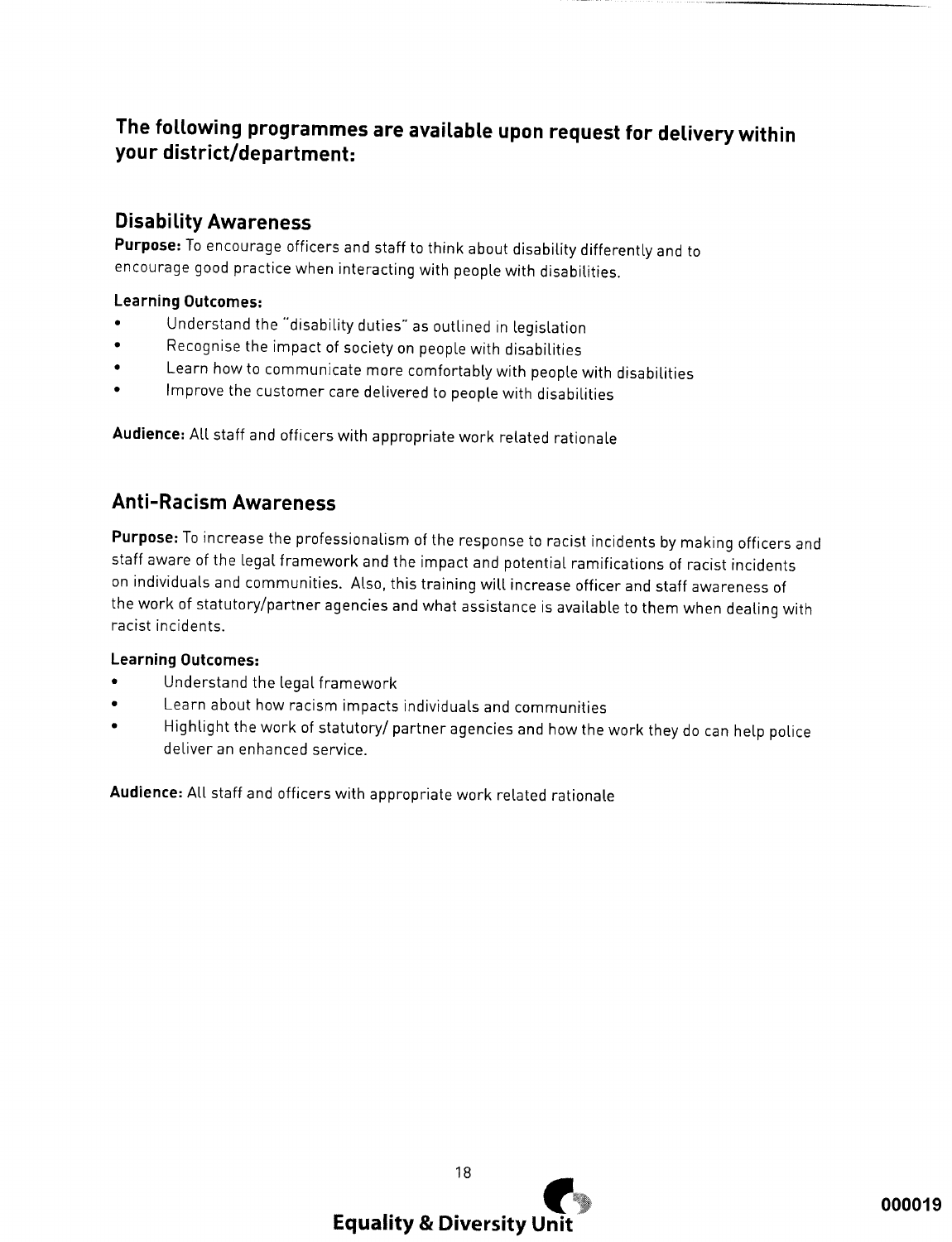## The following programmes are available upon request for delivery within your district/department:

### Disability Awareness

**Purpose:** To encourage officers and staff to think about disability differently and to encourage good practice when interacting with people with disabilities.

**Learning Outcomes:**

- Understand the "disability duties" as outlined in legislation
- Recognise the impact of society on people with disabilities
- Learn how to communicate more comfortably with people with disabilities
- Improve the customer care delivered to people with disabilities

**Audience:** All staff and officers with appropriate work related rationale

### Anti-Racism Awareness

**Purpose:** To increase the professionalism of the response to racist incidents by making officers and staff aware of the legal framework and the impact and potential ramifications of racist incidents on individuals and communities. Also, this training will increase officer and staff awareness of the work of statutory/partner agencies and what assistance is available to them when dealing with racist incidents.

**Learning Outcomes:**

- Understand the legal framework
- Learn about how racism impacts individuals and communities
- Highlight the work of statutory/ partner agencies and how the work they do can help police deliver an enhanced service.

**Audience:** All staff and officers with appropriate work related rationale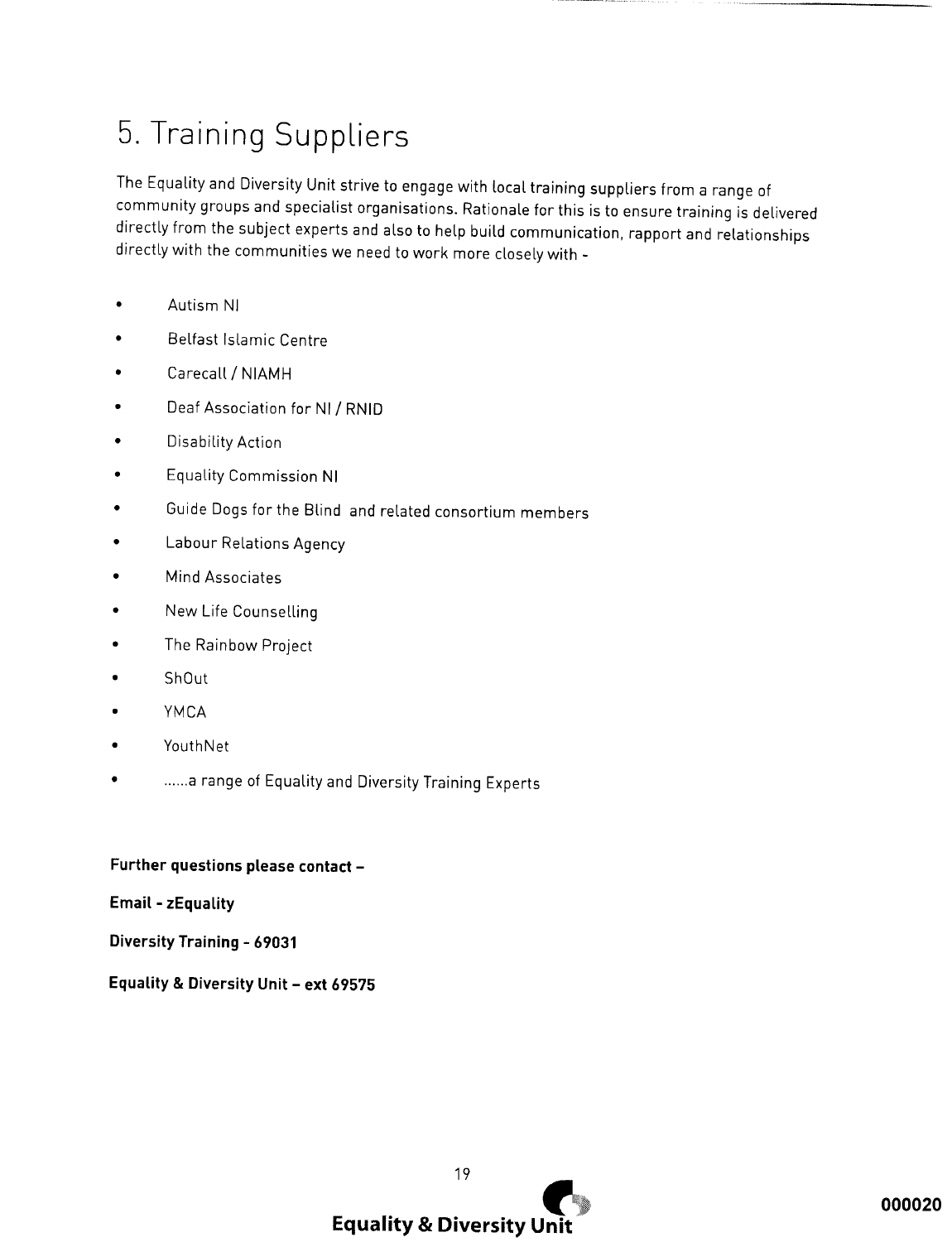# 5. Training Suppliers

The Equality and Diversity Unit strive to engage with local training suppliers from a range of community groups and specialist organisations. Rationale for this is to ensure training is delivered directly from the subject experts and also to help build communication, rapport and relationships directly with the communities we need to work more closely with -

- Autism NI
- Belfast Islamic Centre
- Carecall / NIAMH
- Deaf Association for NI / RNID
- Disability Action
- Equality Commission NI
- Guide Dogs for the Blind and related consortium members
- Labour Relations Agency
- Mind Associates
- New Life Counselling
- The Rainbow Project
- ShOut
- YMCA
- YouthNet
- ......a range of Equality and Diversity Training Experts

**Further questions please contact –**

**Email - zEquality**

**Diversity Training - 69031**

**Equality & Diversity Unit – ext 69575**